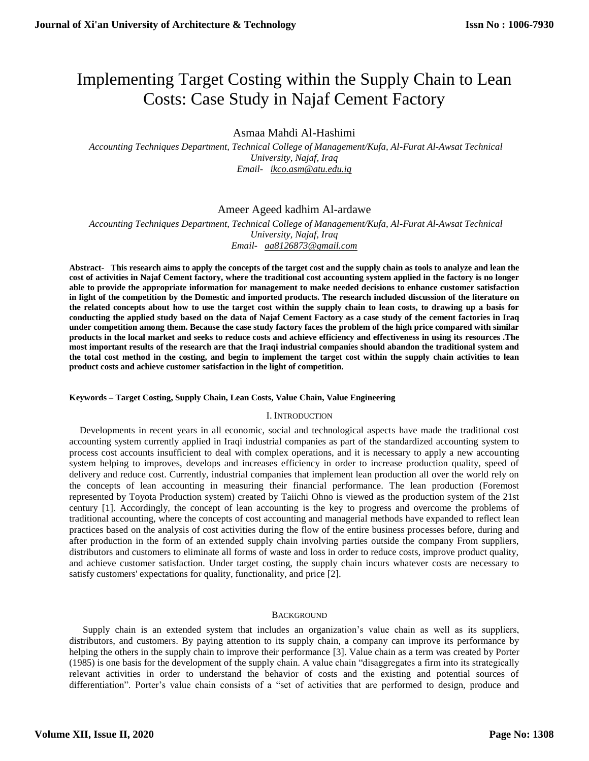# Implementing Target Costing within the Supply Chain to Lean Costs: Case Study in Najaf Cement Factory

Asmaa Mahdi Al-Hashimi

*Accounting Techniques Department, Technical College of Management/Kufa, Al-Furat Al-Awsat Technical University, Najaf, Iraq*
*Email- ikco.asm@atu.edu.iq*

Ameer Ageed kadhim Al-ardawe

*Accounting Techniques Department, Technical College of Management/Kufa, Al-Furat Al-Awsat Technical University, Najaf, Iraq*
*Email- aa8126873@gmail.com*

**Abstract- This research aims to apply the concepts of the target cost and the supply chain as tools to analyze and lean the cost of activities in Najaf Cement factory, where the traditional cost accounting system applied in the factory is no longer able to provide the appropriate information for management to make needed decisions to enhance customer satisfaction in light of the competition by the Domestic and imported products. The research included discussion of the literature on the related concepts about how to use the target cost within the supply chain to lean costs, to drawing up a basis for conducting the applied study based on the data of Najaf Cement Factory as a case study of the cement factories in Iraq under competition among them. Because the case study factory faces the problem of the high price compared with similar products in the local market and seeks to reduce costs and achieve efficiency and effectiveness in using its resources .The most important results of the research are that the Iraqi industrial companies should abandon the traditional system and the total cost method in the costing, and begin to implement the target cost within the supply chain activities to lean product costs and achieve customer satisfaction in the light of competition.**

**Keywords – Target Costing, Supply Chain, Lean Costs, Value Chain, Value Engineering**

## I. Introduction

Developments in recent years in all economic, social and technological aspects have made the traditional cost accounting system currently applied in Iraqi industrial companies as part of the standardized accounting system to process cost accounts insufficient to deal with complex operations, and it is necessary to apply a new accounting system helping to improves, develops and increases efficiency in order to increase production quality, speed of delivery and reduce cost. Currently, industrial companies that implement lean production all over the world rely on the concepts of lean accounting in measuring their financial performance. The lean production (Foremost represented by Toyota Production system) created by Taiichi Ohno is viewed as the production system of the 21st century [1]. Accordingly, the concept of lean accounting is the key to progress and overcome the problems of traditional accounting, where the concepts of cost accounting and managerial methods have expanded to reflect lean practices based on the analysis of cost activities during the flow of the entire business processes before, during and after production in the form of an extended supply chain involving parties outside the company From suppliers, distributors and customers to eliminate all forms of waste and loss in order to reduce costs, improve product quality, and achieve customer satisfaction. Under target costing, the supply chain incurs whatever costs are necessary to satisfy customers' expectations for quality, functionality, and price [2].

## Background

Supply chain is an extended system that includes an organization's value chain as well as its suppliers, distributors, and customers. By paying attention to its supply chain, a company can improve its performance by helping the others in the supply chain to improve their performance [3]. Value chain as a term was created by Porter (1985) is one basis for the development of the supply chain. A value chain "disaggregates a firm into its strategically relevant activities in order to understand the behavior of costs and the existing and potential sources of differentiation". Porter's value chain consists of a "set of activities that are performed to design, produce and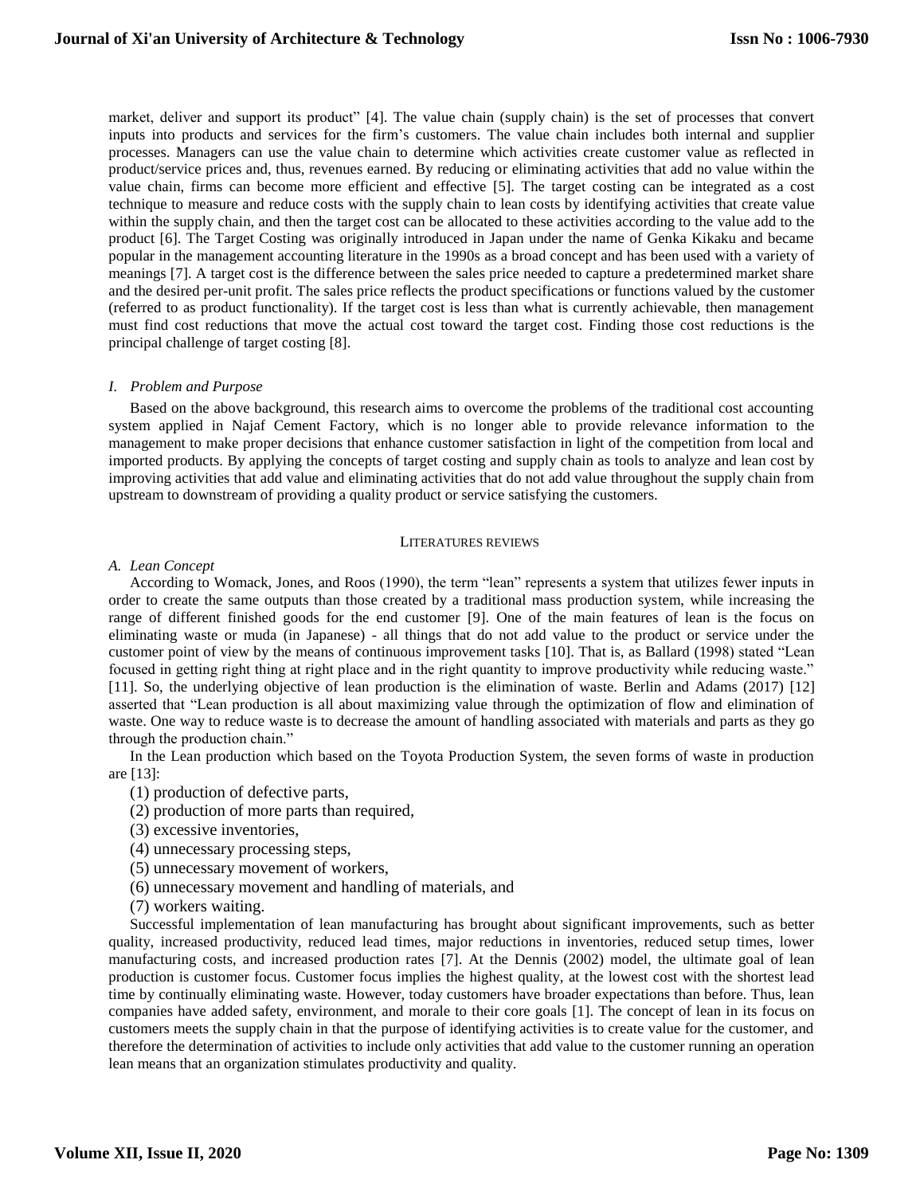market, deliver and support its product" [4]. The value chain (supply chain) is the set of processes that convert inputs into products and services for the firm's customers. The value chain includes both internal and supplier processes. Managers can use the value chain to determine which activities create customer value as reflected in product/service prices and, thus, revenues earned. By reducing or eliminating activities that add no value within the value chain, firms can become more efficient and effective [5]. The target costing can be integrated as a cost technique to measure and reduce costs with the supply chain to lean costs by identifying activities that create value within the supply chain, and then the target cost can be allocated to these activities according to the value add to the product [6]. The Target Costing was originally introduced in Japan under the name of Genka Kikaku and became popular in the management accounting literature in the 1990s as a broad concept and has been used with a variety of meanings [7]. A target cost is the difference between the sales price needed to capture a predetermined market share and the desired per-unit profit. The sales price reflects the product specifications or functions valued by the customer (referred to as product functionality). If the target cost is less than what is currently achievable, then management must find cost reductions that move the actual cost toward the target cost. Finding those cost reductions is the principal challenge of target costing [8].

### *I. Problem and Purpose*

Based on the above background, this research aims to overcome the problems of the traditional cost accounting system applied in Najaf Cement Factory, which is no longer able to provide relevance information to the management to make proper decisions that enhance customer satisfaction in light of the competition from local and imported products. By applying the concepts of target costing and supply chain as tools to analyze and lean cost by improving activities that add value and eliminating activities that do not add value throughout the supply chain from upstream to downstream of providing a quality product or service satisfying the customers.

## LITERATURES REVIEWS

### *A. Lean Concept*

According to Womack, Jones, and Roos (1990), the term "lean" represents a system that utilizes fewer inputs in order to create the same outputs than those created by a traditional mass production system, while increasing the range of different finished goods for the end customer [9]. One of the main features of lean is the focus on eliminating waste or muda (in Japanese) - all things that do not add value to the product or service under the customer point of view by the means of continuous improvement tasks [10]. That is, as Ballard (1998) stated "Lean focused in getting right thing at right place and in the right quantity to improve productivity while reducing waste." [11]. So, the underlying objective of lean production is the elimination of waste. Berlin and Adams (2017) [12] asserted that "Lean production is all about maximizing value through the optimization of flow and elimination of waste. One way to reduce waste is to decrease the amount of handling associated with materials and parts as they go through the production chain."

In the Lean production which based on the Toyota Production System, the seven forms of waste in production are [13]:

(1) production of defective parts,
(2) production of more parts than required,
(3) excessive inventories,
(4) unnecessary processing steps,
(5) unnecessary movement of workers,
(6) unnecessary movement and handling of materials, and
(7) workers waiting.

Successful implementation of lean manufacturing has brought about significant improvements, such as better quality, increased productivity, reduced lead times, major reductions in inventories, reduced setup times, lower manufacturing costs, and increased production rates [7]. At the Dennis (2002) model, the ultimate goal of lean production is customer focus. Customer focus implies the highest quality, at the lowest cost with the shortest lead time by continually eliminating waste. However, today customers have broader expectations than before. Thus, lean companies have added safety, environment, and morale to their core goals [1]. The concept of lean in its focus on customers meets the supply chain in that the purpose of identifying activities is to create value for the customer, and therefore the determination of activities to include only activities that add value to the customer running an operation lean means that an organization stimulates productivity and quality.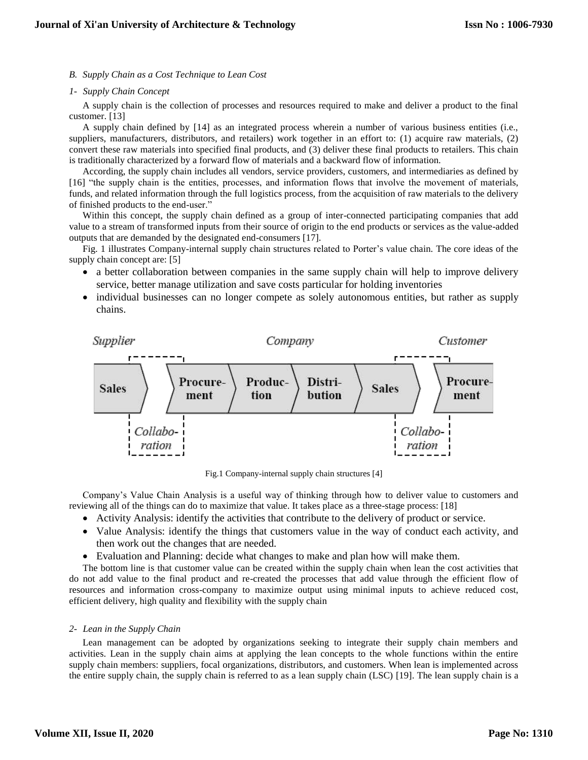*B. Supply Chain as a Cost Technique to Lean Cost*

*1- Supply Chain Concept*

A supply chain is the collection of processes and resources required to make and deliver a product to the final customer. [13]

A supply chain defined by [14] as an integrated process wherein a number of various business entities (i.e., suppliers, manufacturers, distributors, and retailers) work together in an effort to: (1) acquire raw materials, (2) convert these raw materials into specified final products, and (3) deliver these final products to retailers. This chain is traditionally characterized by a forward flow of materials and a backward flow of information.

According, the supply chain includes all vendors, service providers, customers, and intermediaries as defined by [16] "the supply chain is the entities, processes, and information flows that involve the movement of materials, funds, and related information through the full logistics process, from the acquisition of raw materials to the delivery of finished products to the end-user."

Within this concept, the supply chain defined as a group of inter-connected participating companies that add value to a stream of transformed inputs from their source of origin to the end products or services as the value-added outputs that are demanded by the designated end-consumers [17].

Fig. 1 illustrates Company-internal supply chain structures related to Porter's value chain. The core ideas of the supply chain concept are: [5]

- a better collaboration between companies in the same supply chain will help to improve delivery service, better manage utilization and save costs particular for holding inventories
- individual businesses can no longer compete as solely autonomous entities, but rather as supply chains.

Supplier | Company | Customer

Sales → Procurement → Production → Distribution → Sales → Procurement

Collaboration | Collaboration

Fig.1 Company-internal supply chain structures [4]

Company's Value Chain Analysis is a useful way of thinking through how to deliver value to customers and reviewing all of the things can do to maximize that value. It takes place as a three-stage process: [18]

- Activity Analysis: identify the activities that contribute to the delivery of product or service.
- Value Analysis: identify the things that customers value in the way of conduct each activity, and then work out the changes that are needed.
- Evaluation and Planning: decide what changes to make and plan how will make them.

The bottom line is that customer value can be created within the supply chain when lean the cost activities that do not add value to the final product and re-created the processes that add value through the efficient flow of resources and information cross-company to maximize output using minimal inputs to achieve reduced cost, efficient delivery, high quality and flexibility with the supply chain

*2- Lean in the Supply Chain*

Lean management can be adopted by organizations seeking to integrate their supply chain members and activities. Lean in the supply chain aims at applying the lean concepts to the whole functions within the entire supply chain members: suppliers, focal organizations, distributors, and customers. When lean is implemented across the entire supply chain, the supply chain is referred to as a lean supply chain (LSC) [19]. The lean supply chain is a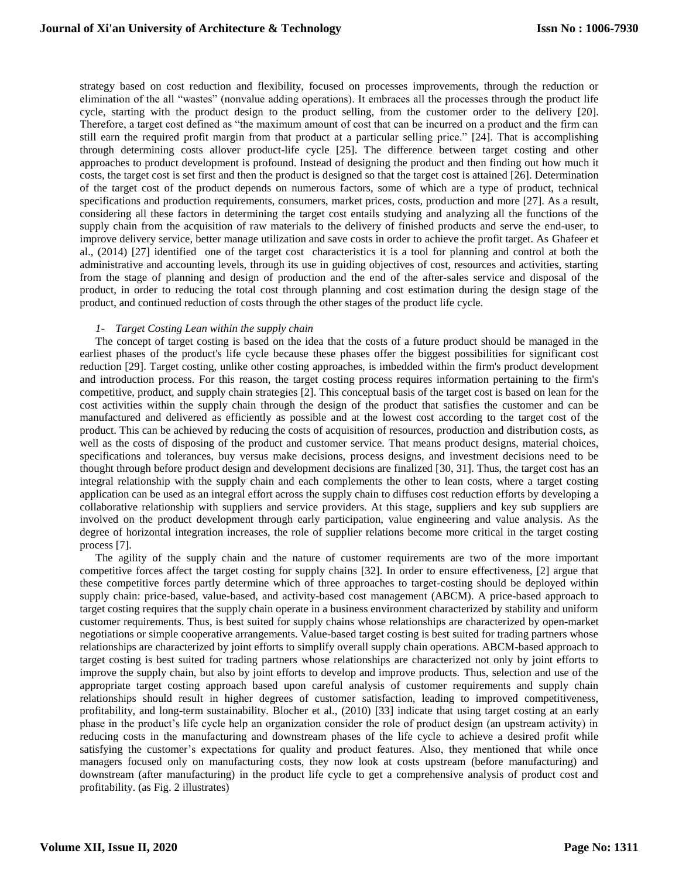strategy based on cost reduction and flexibility, focused on processes improvements, through the reduction or elimination of the all "wastes" (nonvalue adding operations). It embraces all the processes through the product life cycle, starting with the product design to the product selling, from the customer order to the delivery [20]. Therefore, a target cost defined as "the maximum amount of cost that can be incurred on a product and the firm can still earn the required profit margin from that product at a particular selling price." [24]. That is accomplishing through determining costs allover product-life cycle [25]. The difference between target costing and other approaches to product development is profound. Instead of designing the product and then finding out how much it costs, the target cost is set first and then the product is designed so that the target cost is attained [26]. Determination of the target cost of the product depends on numerous factors, some of which are a type of product, technical specifications and production requirements, consumers, market prices, costs, production and more [27]. As a result, considering all these factors in determining the target cost entails studying and analyzing all the functions of the supply chain from the acquisition of raw materials to the delivery of finished products and serve the end-user, to improve delivery service, better manage utilization and save costs in order to achieve the profit target. As Ghafeer et al., (2014) [27] identified one of the target cost characteristics it is a tool for planning and control at both the administrative and accounting levels, through its use in guiding objectives of cost, resources and activities, starting from the stage of planning and design of production and the end of the after-sales service and disposal of the product, in order to reducing the total cost through planning and cost estimation during the design stage of the product, and continued reduction of costs through the other stages of the product life cycle.

*1- Target Costing Lean within the supply chain*

The concept of target costing is based on the idea that the costs of a future product should be managed in the earliest phases of the product's life cycle because these phases offer the biggest possibilities for significant cost reduction [29]. Target costing, unlike other costing approaches, is imbedded within the firm's product development and introduction process. For this reason, the target costing process requires information pertaining to the firm's competitive, product, and supply chain strategies [2]. This conceptual basis of the target cost is based on lean for the cost activities within the supply chain through the design of the product that satisfies the customer and can be manufactured and delivered as efficiently as possible and at the lowest cost according to the target cost of the product. This can be achieved by reducing the costs of acquisition of resources, production and distribution costs, as well as the costs of disposing of the product and customer service. That means product designs, material choices, specifications and tolerances, buy versus make decisions, process designs, and investment decisions need to be thought through before product design and development decisions are finalized [30, 31]. Thus, the target cost has an integral relationship with the supply chain and each complements the other to lean costs, where a target costing application can be used as an integral effort across the supply chain to diffuses cost reduction efforts by developing a collaborative relationship with suppliers and service providers. At this stage, suppliers and key sub suppliers are involved on the product development through early participation, value engineering and value analysis. As the degree of horizontal integration increases, the role of supplier relations become more critical in the target costing process [7].

The agility of the supply chain and the nature of customer requirements are two of the more important competitive forces affect the target costing for supply chains [32]. In order to ensure effectiveness, [2] argue that these competitive forces partly determine which of three approaches to target-costing should be deployed within supply chain: price-based, value-based, and activity-based cost management (ABCM). A price-based approach to target costing requires that the supply chain operate in a business environment characterized by stability and uniform customer requirements. Thus, is best suited for supply chains whose relationships are characterized by open-market negotiations or simple cooperative arrangements. Value-based target costing is best suited for trading partners whose relationships are characterized by joint efforts to simplify overall supply chain operations. ABCM-based approach to target costing is best suited for trading partners whose relationships are characterized not only by joint efforts to improve the supply chain, but also by joint efforts to develop and improve products. Thus, selection and use of the appropriate target costing approach based upon careful analysis of customer requirements and supply chain relationships should result in higher degrees of customer satisfaction, leading to improved competitiveness, profitability, and long-term sustainability. Blocher et al., (2010) [33] indicate that using target costing at an early phase in the product's life cycle help an organization consider the role of product design (an upstream activity) in reducing costs in the manufacturing and downstream phases of the life cycle to achieve a desired profit while satisfying the customer's expectations for quality and product features. Also, they mentioned that while once managers focused only on manufacturing costs, they now look at costs upstream (before manufacturing) and downstream (after manufacturing) in the product life cycle to get a comprehensive analysis of product cost and profitability. (as Fig. 2 illustrates)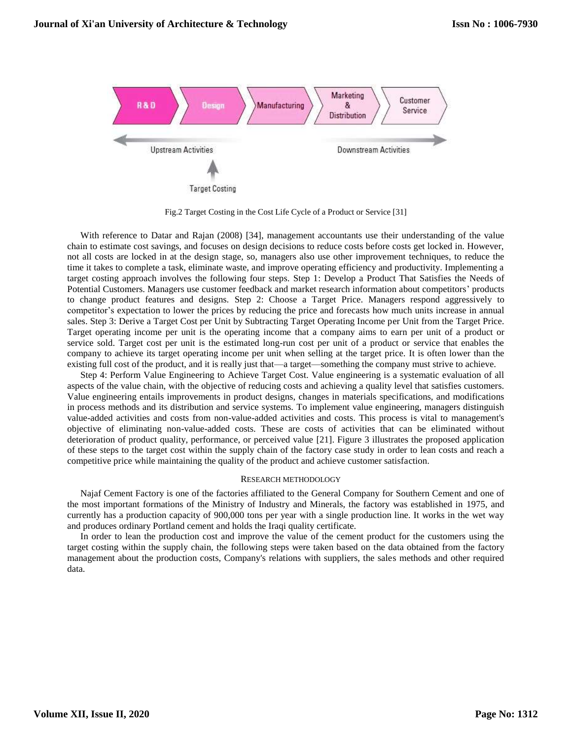Fig.2 Target Costing in the Cost Life Cycle of a Product or Service [31]

With reference to Datar and Rajan (2008) [34], management accountants use their understanding of the value chain to estimate cost savings, and focuses on design decisions to reduce costs before costs get locked in. However, not all costs are locked in at the design stage, so, managers also use other improvement techniques, to reduce the time it takes to complete a task, eliminate waste, and improve operating efficiency and productivity. Implementing a target costing approach involves the following four steps. Step 1: Develop a Product That Satisfies the Needs of Potential Customers. Managers use customer feedback and market research information about competitors' products to change product features and designs. Step 2: Choose a Target Price. Managers respond aggressively to competitor's expectation to lower the prices by reducing the price and forecasts how much units increase in annual sales. Step 3: Derive a Target Cost per Unit by Subtracting Target Operating Income per Unit from the Target Price. Target operating income per unit is the operating income that a company aims to earn per unit of a product or service sold. Target cost per unit is the estimated long-run cost per unit of a product or service that enables the company to achieve its target operating income per unit when selling at the target price. It is often lower than the existing full cost of the product, and it is really just that—a target—something the company must strive to achieve.

Step 4: Perform Value Engineering to Achieve Target Cost. Value engineering is a systematic evaluation of all aspects of the value chain, with the objective of reducing costs and achieving a quality level that satisfies customers. Value engineering entails improvements in product designs, changes in materials specifications, and modifications in process methods and its distribution and service systems. To implement value engineering, managers distinguish value-added activities and costs from non-value-added activities and costs. This process is vital to management's objective of eliminating non-value-added costs. These are costs of activities that can be eliminated without deterioration of product quality, performance, or perceived value [21]. Figure 3 illustrates the proposed application of these steps to the target cost within the supply chain of the factory case study in order to lean costs and reach a competitive price while maintaining the quality of the product and achieve customer satisfaction.

## RESEARCH METHODOLOGY

Najaf Cement Factory is one of the factories affiliated to the General Company for Southern Cement and one of the most important formations of the Ministry of Industry and Minerals, the factory was established in 1975, and currently has a production capacity of 900,000 tons per year with a single production line. It works in the wet way and produces ordinary Portland cement and holds the Iraqi quality certificate.

In order to lean the production cost and improve the value of the cement product for the customers using the target costing within the supply chain, the following steps were taken based on the data obtained from the factory management about the production costs, Company's relations with suppliers, the sales methods and other required data.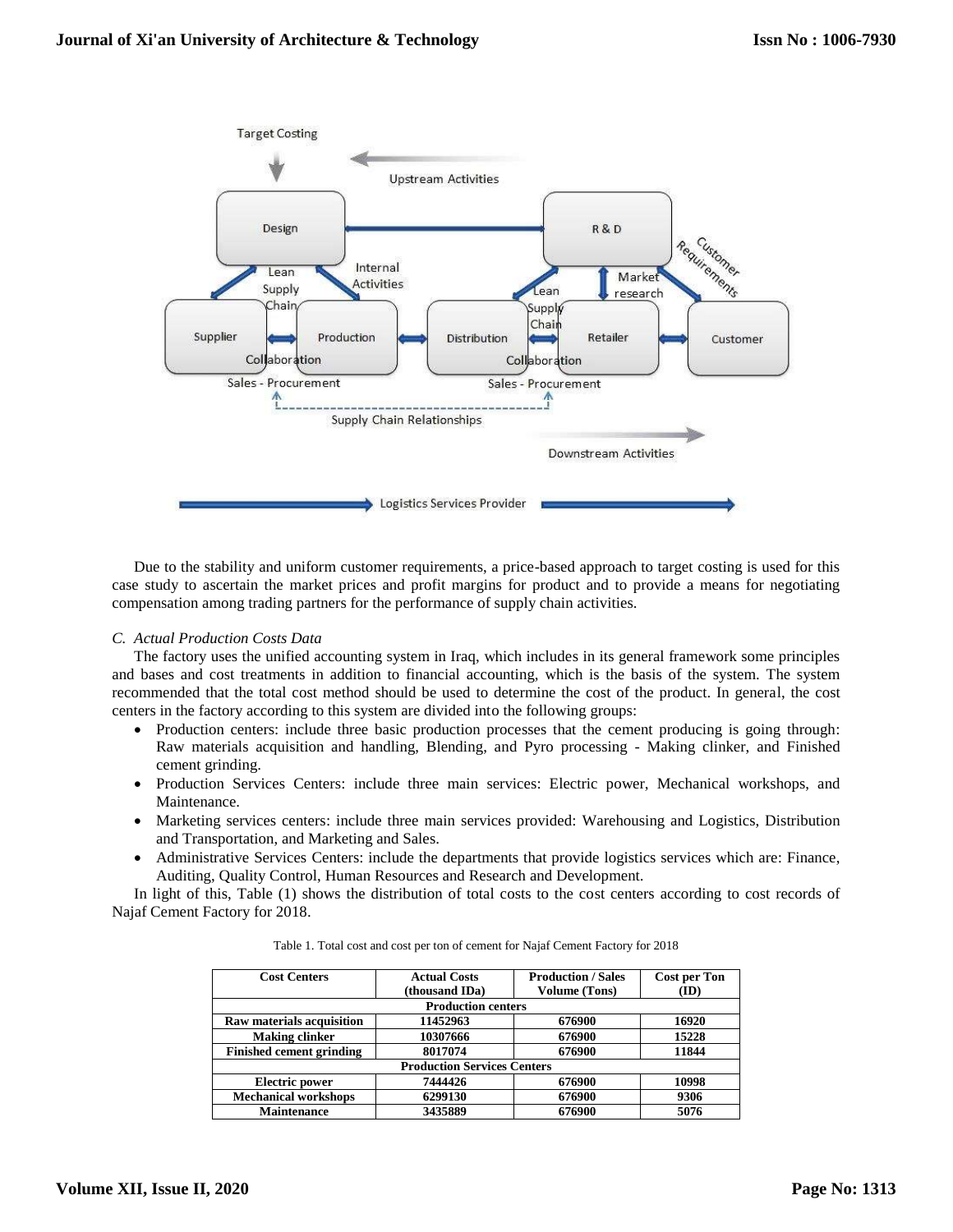Due to the stability and uniform customer requirements, a price-based approach to target costing is used for this case study to ascertain the market prices and profit margins for product and to provide a means for negotiating compensation among trading partners for the performance of supply chain activities.

### C. Actual Production Costs Data

The factory uses the unified accounting system in Iraq, which includes in its general framework some principles and bases and cost treatments in addition to financial accounting, which is the basis of the system. The system recommended that the total cost method should be used to determine the cost of the product. In general, the cost centers in the factory according to this system are divided into the following groups:

- Production centers: include three basic production processes that the cement producing is going through: Raw materials acquisition and handling, Blending, and Pyro processing - Making clinker, and Finished cement grinding.
- Production Services Centers: include three main services: Electric power, Mechanical workshops, and Maintenance.
- Marketing services centers: include three main services provided: Warehousing and Logistics, Distribution and Transportation, and Marketing and Sales.
- Administrative Services Centers: include the departments that provide logistics services which are: Finance, Auditing, Quality Control, Human Resources and Research and Development.

In light of this, Table (1) shows the distribution of total costs to the cost centers according to cost records of Najaf Cement Factory for 2018.

Table 1. Total cost and cost per ton of cement for Najaf Cement Factory for 2018

| Cost Centers | Actual Costs (thousand IDa) | Production / Sales Volume (Tons) | Cost per Ton (ID) |
|---|---|---|---|
| **Production centers** | | | |
| Raw materials acquisition | 11452963 | 676900 | 16920 |
| Making clinker | 10307666 | 676900 | 15228 |
| Finished cement grinding | 8017074 | 676900 | 11844 |
| **Production Services Centers** | | | |
| Electric power | 7444426 | 676900 | 10998 |
| Mechanical workshops | 6299130 | 676900 | 9306 |
| Maintenance | 3435889 | 676900 | 5076 |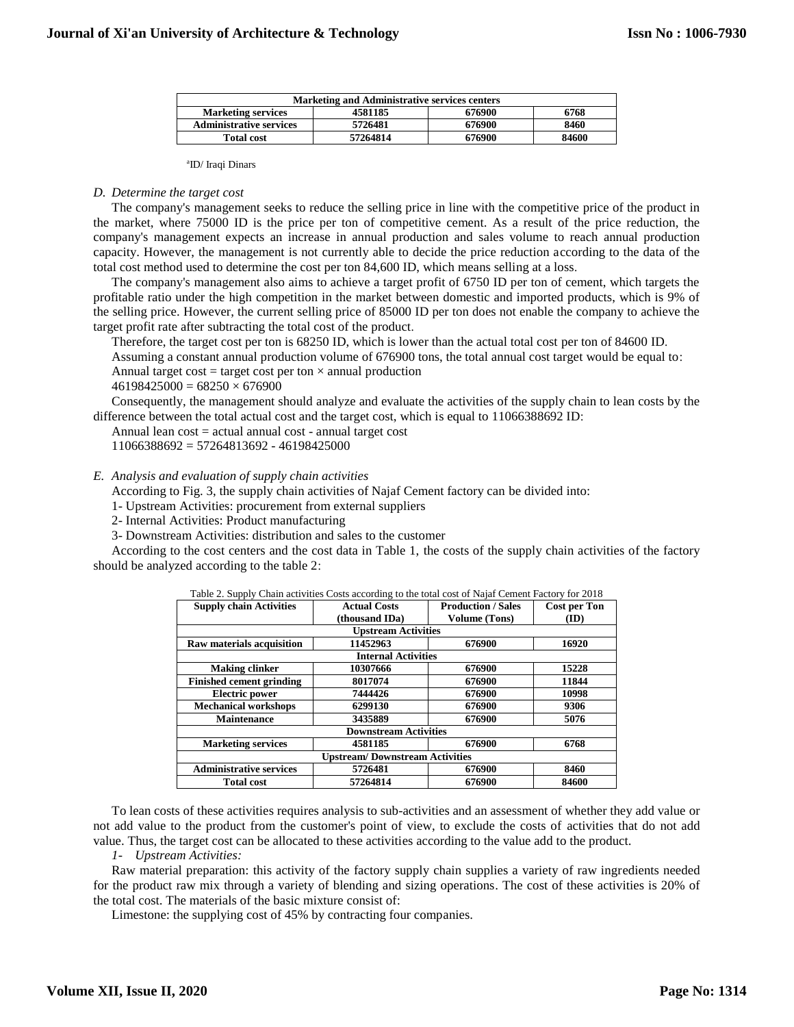| Marketing and Administrative services centers | | | |
|---|---|---|---|
| Marketing services | 4581185 | 676900 | 6768 |
| Administrative services | 5726481 | 676900 | 8460 |
| Total cost | 57264814 | 676900 | 84600 |

[a]ID/ Iraqi Dinars

*D. Determine the target cost*

The company's management seeks to reduce the selling price in line with the competitive price of the product in the market, where 75000 ID is the price per ton of competitive cement. As a result of the price reduction, the company's management expects an increase in annual production and sales volume to reach annual production capacity. However, the management is not currently able to decide the price reduction according to the data of the total cost method used to determine the cost per ton 84,600 ID, which means selling at a loss.

The company's management also aims to achieve a target profit of 6750 ID per ton of cement, which targets the profitable ratio under the high competition in the market between domestic and imported products, which is 9% of the selling price. However, the current selling price of 85000 ID per ton does not enable the company to achieve the target profit rate after subtracting the total cost of the product.

Therefore, the target cost per ton is 68250 ID, which is lower than the actual total cost per ton of 84600 ID.

Assuming a constant annual production volume of 676900 tons, the total annual cost target would be equal to:

Annual target cost = target cost per ton × annual production

46198425000 = 68250 × 676900

Consequently, the management should analyze and evaluate the activities of the supply chain to lean costs by the difference between the total actual cost and the target cost, which is equal to 11066388692 ID:

Annual lean cost = actual annual cost - annual target cost

11066388692 = 57264813692 - 46198425000

*E. Analysis and evaluation of supply chain activities*

According to Fig. 3, the supply chain activities of Najaf Cement factory can be divided into:

1- Upstream Activities: procurement from external suppliers

2- Internal Activities: Product manufacturing

3- Downstream Activities: distribution and sales to the customer

According to the cost centers and the cost data in Table 1, the costs of the supply chain activities of the factory should be analyzed according to the table 2:

Table 2. Supply Chain activities Costs according to the total cost of Najaf Cement Factory for 2018

| Supply chain Activities | Actual Costs (thousand IDa) | Production / Sales Volume (Tons) | Cost per Ton (ID) |
|---|---|---|---|
| Upstream Activities | | | |
| Raw materials acquisition | 11452963 | 676900 | 16920 |
| Internal Activities | | | |
| Making clinker | 10307666 | 676900 | 15228 |
| Finished cement grinding | 8017074 | 676900 | 11844 |
| Electric power | 7444426 | 676900 | 10998 |
| Mechanical workshops | 6299130 | 676900 | 9306 |
| Maintenance | 3435889 | 676900 | 5076 |
| Downstream Activities | | | |
| Marketing services | 4581185 | 676900 | 6768 |
| Upstream/ Downstream Activities | | | |
| Administrative services | 5726481 | 676900 | 8460 |
| Total cost | 57264814 | 676900 | 84600 |

To lean costs of these activities requires analysis to sub-activities and an assessment of whether they add value or not add value to the product from the customer's point of view, to exclude the costs of activities that do not add value. Thus, the target cost can be allocated to these activities according to the value add to the product.

*1- Upstream Activities:*

Raw material preparation: this activity of the factory supply chain supplies a variety of raw ingredients needed for the product raw mix through a variety of blending and sizing operations. The cost of these activities is 20% of the total cost. The materials of the basic mixture consist of:

Limestone: the supplying cost of 45% by contracting four companies.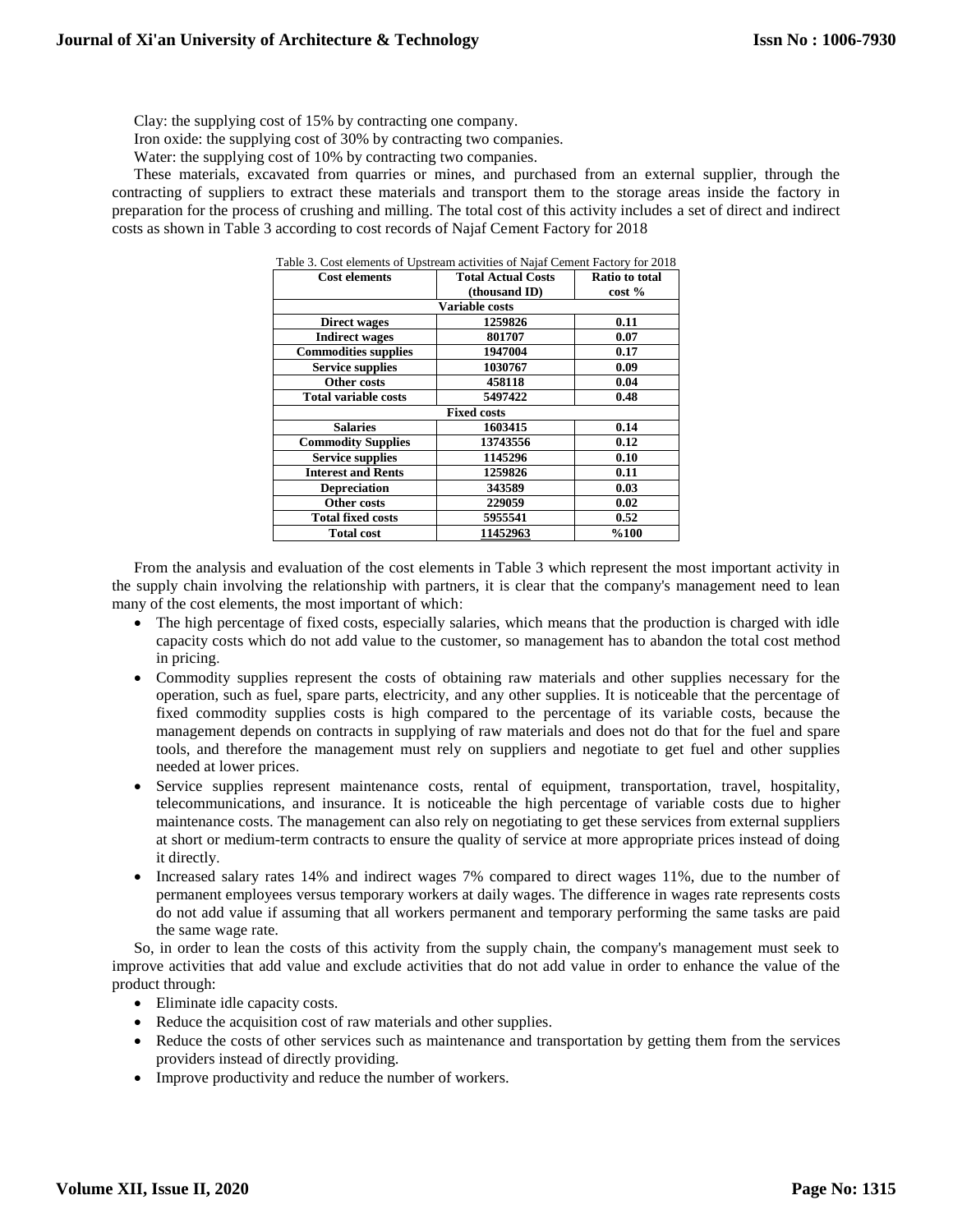Clay: the supplying cost of 15% by contracting one company.

Iron oxide: the supplying cost of 30% by contracting two companies.

Water: the supplying cost of 10% by contracting two companies.

These materials, excavated from quarries or mines, and purchased from an external supplier, through the contracting of suppliers to extract these materials and transport them to the storage areas inside the factory in preparation for the process of crushing and milling. The total cost of this activity includes a set of direct and indirect costs as shown in Table 3 according to cost records of Najaf Cement Factory for 2018

Table 3. Cost elements of Upstream activities of Najaf Cement Factory for 2018

| Cost elements | Total Actual Costs (thousand ID) | Ratio to total cost % |
|---|---|---|
| **Variable costs** | | |
| Direct wages | 1259826 | 0.11 |
| Indirect wages | 801707 | 0.07 |
| Commodities supplies | 1947004 | 0.17 |
| Service supplies | 1030767 | 0.09 |
| Other costs | 458118 | 0.04 |
| Total variable costs | 5497422 | 0.48 |
| **Fixed costs** | | |
| Salaries | 1603415 | 0.14 |
| Commodity Supplies | 13743556 | 0.12 |
| Service supplies | 1145296 | 0.10 |
| Interest and Rents | 1259826 | 0.11 |
| Depreciation | 343589 | 0.03 |
| Other costs | 229059 | 0.02 |
| Total fixed costs | 5955541 | 0.52 |
| Total cost | 11452963 | %100 |

From the analysis and evaluation of the cost elements in Table 3 which represent the most important activity in the supply chain involving the relationship with partners, it is clear that the company's management need to lean many of the cost elements, the most important of which:

- The high percentage of fixed costs, especially salaries, which means that the production is charged with idle capacity costs which do not add value to the customer, so management has to abandon the total cost method in pricing.
- Commodity supplies represent the costs of obtaining raw materials and other supplies necessary for the operation, such as fuel, spare parts, electricity, and any other supplies. It is noticeable that the percentage of fixed commodity supplies costs is high compared to the percentage of its variable costs, because the management depends on contracts in supplying of raw materials and does not do that for the fuel and spare tools, and therefore the management must rely on suppliers and negotiate to get fuel and other supplies needed at lower prices.
- Service supplies represent maintenance costs, rental of equipment, transportation, travel, hospitality, telecommunications, and insurance. It is noticeable the high percentage of variable costs due to higher maintenance costs. The management can also rely on negotiating to get these services from external suppliers at short or medium-term contracts to ensure the quality of service at more appropriate prices instead of doing it directly.
- Increased salary rates 14% and indirect wages 7% compared to direct wages 11%, due to the number of permanent employees versus temporary workers at daily wages. The difference in wages rate represents costs do not add value if assuming that all workers permanent and temporary performing the same tasks are paid the same wage rate.

So, in order to lean the costs of this activity from the supply chain, the company's management must seek to improve activities that add value and exclude activities that do not add value in order to enhance the value of the product through:

- Eliminate idle capacity costs.
- Reduce the acquisition cost of raw materials and other supplies.
- Reduce the costs of other services such as maintenance and transportation by getting them from the services providers instead of directly providing.
- Improve productivity and reduce the number of workers.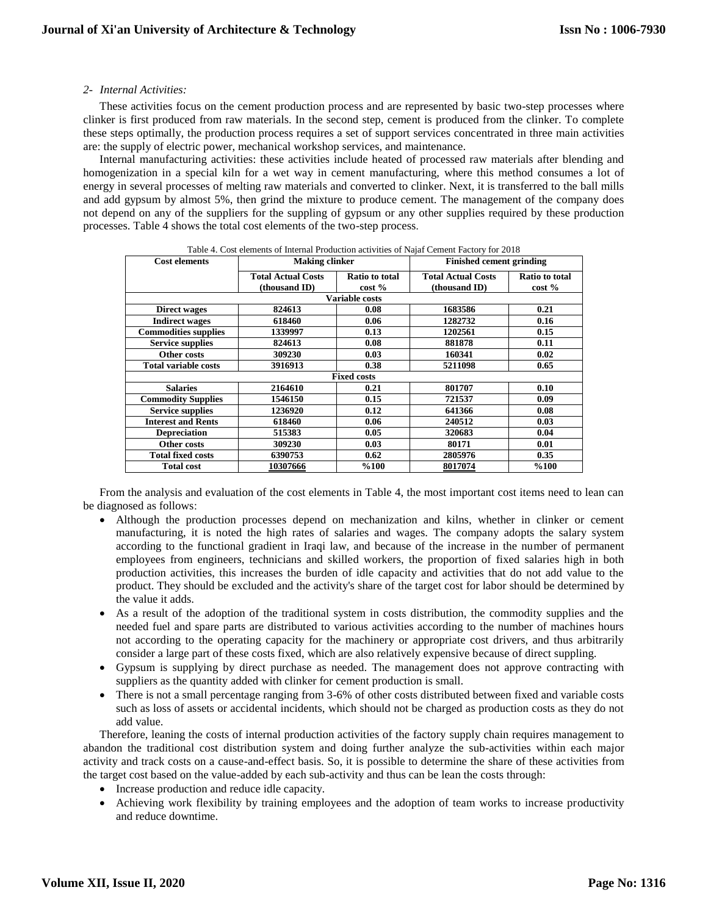*2- Internal Activities:*

These activities focus on the cement production process and are represented by basic two-step processes where clinker is first produced from raw materials. In the second step, cement is produced from the clinker. To complete these steps optimally, the production process requires a set of support services concentrated in three main activities are: the supply of electric power, mechanical workshop services, and maintenance.

Internal manufacturing activities: these activities include heated of processed raw materials after blending and homogenization in a special kiln for a wet way in cement manufacturing, where this method consumes a lot of energy in several processes of melting raw materials and converted to clinker. Next, it is transferred to the ball mills and add gypsum by almost 5%, then grind the mixture to produce cement. The management of the company does not depend on any of the suppliers for the suppling of gypsum or any other supplies required by these production processes. Table 4 shows the total cost elements of the two-step process.

Table 4. Cost elements of Internal Production activities of Najaf Cement Factory for 2018

| Cost elements | Making clinker | | Finished cement grinding | |
|---|---|---|---|---|
| | Total Actual Costs (thousand ID) | Ratio to total cost % | Total Actual Costs (thousand ID) | Ratio to total cost % |
| **Variable costs** | | | | |
| Direct wages | 824613 | 0.08 | 1683586 | 0.21 |
| Indirect wages | 618460 | 0.06 | 1282732 | 0.16 |
| Commodities supplies | 1339997 | 0.13 | 1202561 | 0.15 |
| Service supplies | 824613 | 0.08 | 881878 | 0.11 |
| Other costs | 309230 | 0.03 | 160341 | 0.02 |
| Total variable costs | 3916913 | 0.38 | 5211098 | 0.65 |
| **Fixed costs** | | | | |
| Salaries | 2164610 | 0.21 | 801707 | 0.10 |
| Commodity Supplies | 1546150 | 0.15 | 721537 | 0.09 |
| Service supplies | 1236920 | 0.12 | 641366 | 0.08 |
| Interest and Rents | 618460 | 0.06 | 240512 | 0.03 |
| Depreciation | 515383 | 0.05 | 320683 | 0.04 |
| Other costs | 309230 | 0.03 | 80171 | 0.01 |
| Total fixed costs | 6390753 | 0.62 | 2805976 | 0.35 |
| Total cost | 10307666 | %100 | 8017074 | %100 |

From the analysis and evaluation of the cost elements in Table 4, the most important cost items need to lean can be diagnosed as follows:

- Although the production processes depend on mechanization and kilns, whether in clinker or cement manufacturing, it is noted the high rates of salaries and wages. The company adopts the salary system according to the functional gradient in Iraqi law, and because of the increase in the number of permanent employees from engineers, technicians and skilled workers, the proportion of fixed salaries high in both production activities, this increases the burden of idle capacity and activities that do not add value to the product. They should be excluded and the activity's share of the target cost for labor should be determined by the value it adds.
- As a result of the adoption of the traditional system in costs distribution, the commodity supplies and the needed fuel and spare parts are distributed to various activities according to the number of machines hours not according to the operating capacity for the machinery or appropriate cost drivers, and thus arbitrarily consider a large part of these costs fixed, which are also relatively expensive because of direct suppling.
- Gypsum is supplying by direct purchase as needed. The management does not approve contracting with suppliers as the quantity added with clinker for cement production is small.
- There is not a small percentage ranging from 3-6% of other costs distributed between fixed and variable costs such as loss of assets or accidental incidents, which should not be charged as production costs as they do not add value.

Therefore, leaning the costs of internal production activities of the factory supply chain requires management to abandon the traditional cost distribution system and doing further analyze the sub-activities within each major activity and track costs on a cause-and-effect basis. So, it is possible to determine the share of these activities from the target cost based on the value-added by each sub-activity and thus can be lean the costs through:

- Increase production and reduce idle capacity.
- Achieving work flexibility by training employees and the adoption of team works to increase productivity and reduce downtime.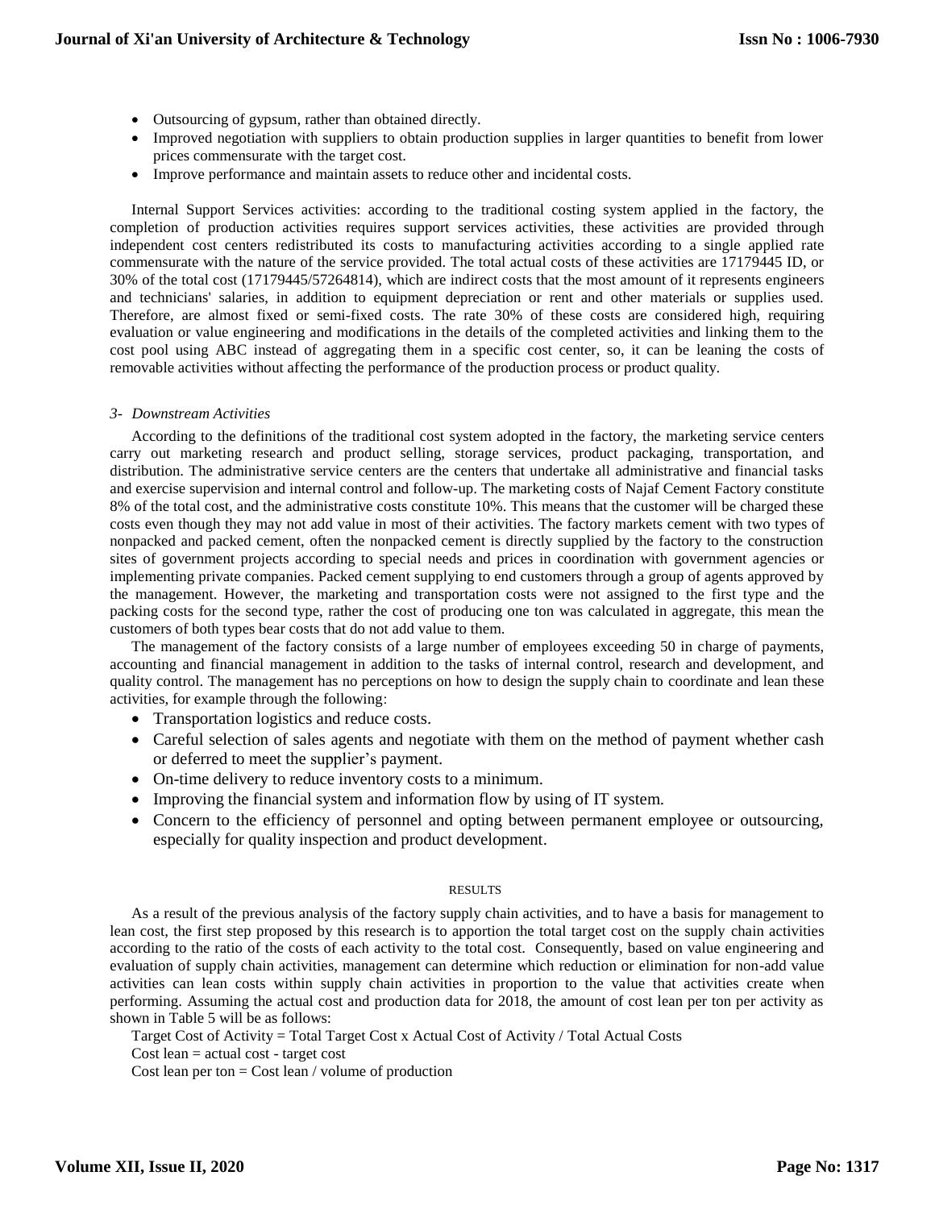- Outsourcing of gypsum, rather than obtained directly.
- Improved negotiation with suppliers to obtain production supplies in larger quantities to benefit from lower prices commensurate with the target cost.
- Improve performance and maintain assets to reduce other and incidental costs.

Internal Support Services activities: according to the traditional costing system applied in the factory, the completion of production activities requires support services activities, these activities are provided through independent cost centers redistributed its costs to manufacturing activities according to a single applied rate commensurate with the nature of the service provided. The total actual costs of these activities are 17179445 ID, or 30% of the total cost (17179445/57264814), which are indirect costs that the most amount of it represents engineers and technicians' salaries, in addition to equipment depreciation or rent and other materials or supplies used. Therefore, are almost fixed or semi-fixed costs. The rate 30% of these costs are considered high, requiring evaluation or value engineering and modifications in the details of the completed activities and linking them to the cost pool using ABC instead of aggregating them in a specific cost center, so, it can be leaning the costs of removable activities without affecting the performance of the production process or product quality.

*3- Downstream Activities*

According to the definitions of the traditional cost system adopted in the factory, the marketing service centers carry out marketing research and product selling, storage services, product packaging, transportation, and distribution. The administrative service centers are the centers that undertake all administrative and financial tasks and exercise supervision and internal control and follow-up. The marketing costs of Najaf Cement Factory constitute 8% of the total cost, and the administrative costs constitute 10%. This means that the customer will be charged these costs even though they may not add value in most of their activities. The factory markets cement with two types of nonpacked and packed cement, often the nonpacked cement is directly supplied by the factory to the construction sites of government projects according to special needs and prices in coordination with government agencies or implementing private companies. Packed cement supplying to end customers through a group of agents approved by the management. However, the marketing and transportation costs were not assigned to the first type and the packing costs for the second type, rather the cost of producing one ton was calculated in aggregate, this mean the customers of both types bear costs that do not add value to them.

The management of the factory consists of a large number of employees exceeding 50 in charge of payments, accounting and financial management in addition to the tasks of internal control, research and development, and quality control. The management has no perceptions on how to design the supply chain to coordinate and lean these activities, for example through the following:

- Transportation logistics and reduce costs.
- Careful selection of sales agents and negotiate with them on the method of payment whether cash or deferred to meet the supplier's payment.
- On-time delivery to reduce inventory costs to a minimum.
- Improving the financial system and information flow by using of IT system.
- Concern to the efficiency of personnel and opting between permanent employee or outsourcing, especially for quality inspection and product development.

## RESULTS

As a result of the previous analysis of the factory supply chain activities, and to have a basis for management to lean cost, the first step proposed by this research is to apportion the total target cost on the supply chain activities according to the ratio of the costs of each activity to the total cost. Consequently, based on value engineering and evaluation of supply chain activities, management can determine which reduction or elimination for non-add value activities can lean costs within supply chain activities in proportion to the value that activities create when performing. Assuming the actual cost and production data for 2018, the amount of cost lean per ton per activity as shown in Table 5 will be as follows:

Target Cost of Activity = Total Target Cost x Actual Cost of Activity / Total Actual Costs

Cost lean = actual cost - target cost

Cost lean per ton = Cost lean / volume of production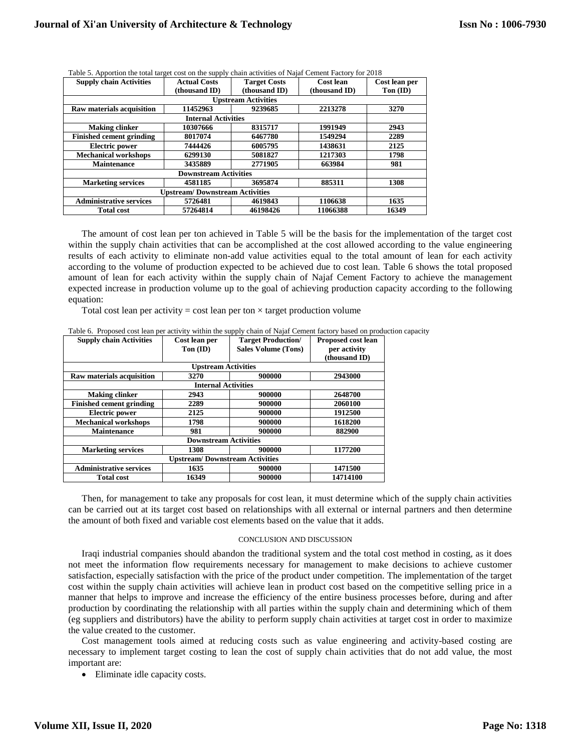Table 5. Apportion the total target cost on the supply chain activities of Najaf Cement Factory for 2018

| Supply chain Activities | Actual Costs (thousand ID) | Target Costs (thousand ID) | Cost lean (thousand ID) | Cost lean per Ton (ID) |
|---|---|---|---|---|
| **Upstream Activities** | | | | |
| Raw materials acquisition | 11452963 | 9239685 | 2213278 | 3270 |
| **Internal Activities** | | | | |
| Making clinker | 10307666 | 8315717 | 1991949 | 2943 |
| Finished cement grinding | 8017074 | 6467780 | 1549294 | 2289 |
| Electric power | 7444426 | 6005795 | 1438631 | 2125 |
| Mechanical workshops | 6299130 | 5081827 | 1217303 | 1798 |
| Maintenance | 3435889 | 2771905 | 663984 | 981 |
| **Downstream Activities** | | | | |
| Marketing services | 4581185 | 3695874 | 885311 | 1308 |
| **Upstream/ Downstream Activities** | | | | |
| Administrative services | 5726481 | 4619843 | 1106638 | 1635 |
| Total cost | 57264814 | 46198426 | 11066388 | 16349 |

The amount of cost lean per ton achieved in Table 5 will be the basis for the implementation of the target cost within the supply chain activities that can be accomplished at the cost allowed according to the value engineering results of each activity to eliminate non-add value activities equal to the total amount of lean for each activity according to the volume of production expected to be achieved due to cost lean. Table 6 shows the total proposed amount of lean for each activity within the supply chain of Najaf Cement Factory to achieve the management expected increase in production volume up to the goal of achieving production capacity according to the following equation:

Total cost lean per activity = cost lean per ton × target production volume

Table 6. Proposed cost lean per activity within the supply chain of Najaf Cement factory based on production capacity

| Supply chain Activities | Cost lean per Ton (ID) | Target Production/ Sales Volume (Tons) | Proposed cost lean per activity (thousand ID) |
|---|---|---|---|
| **Upstream Activities** | | | |
| Raw materials acquisition | 3270 | 900000 | 2943000 |
| **Internal Activities** | | | |
| Making clinker | 2943 | 900000 | 2648700 |
| Finished cement grinding | 2289 | 900000 | 2060100 |
| Electric power | 2125 | 900000 | 1912500 |
| Mechanical workshops | 1798 | 900000 | 1618200 |
| Maintenance | 981 | 900000 | 882900 |
| **Downstream Activities** | | | |
| Marketing services | 1308 | 900000 | 1177200 |
| **Upstream/ Downstream Activities** | | | |
| Administrative services | 1635 | 900000 | 1471500 |
| Total cost | 16349 | 900000 | 14714100 |

Then, for management to take any proposals for cost lean, it must determine which of the supply chain activities can be carried out at its target cost based on relationships with all external or internal partners and then determine the amount of both fixed and variable cost elements based on the value that it adds.

## CONCLUSION AND DISCUSSION

Iraqi industrial companies should abandon the traditional system and the total cost method in costing, as it does not meet the information flow requirements necessary for management to make decisions to achieve customer satisfaction, especially satisfaction with the price of the product under competition. The implementation of the target cost within the supply chain activities will achieve lean in product cost based on the competitive selling price in a manner that helps to improve and increase the efficiency of the entire business processes before, during and after production by coordinating the relationship with all parties within the supply chain and determining which of them (eg suppliers and distributors) have the ability to perform supply chain activities at target cost in order to maximize the value created to the customer.

Cost management tools aimed at reducing costs such as value engineering and activity-based costing are necessary to implement target costing to lean the cost of supply chain activities that do not add value, the most important are:

- Eliminate idle capacity costs.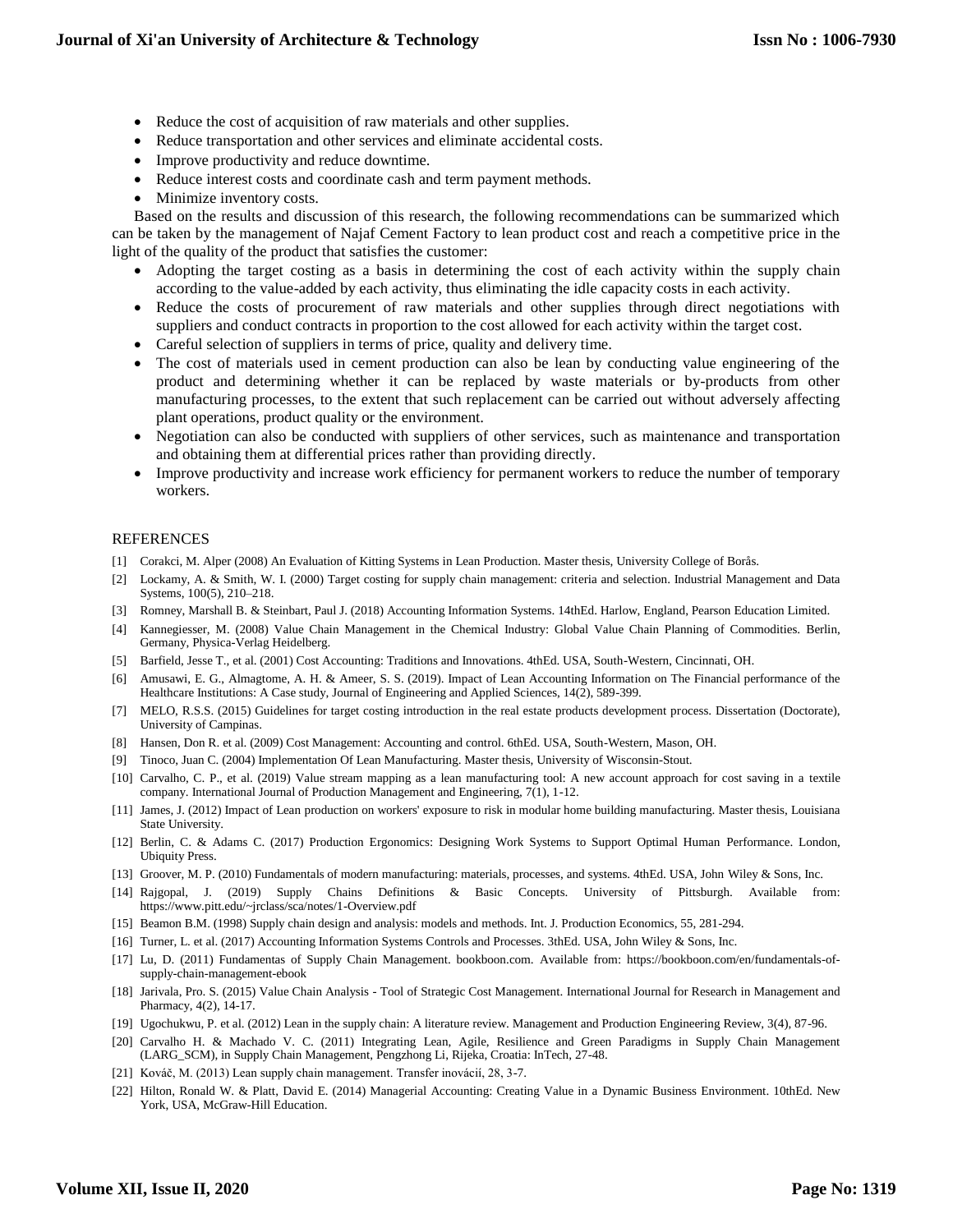- Reduce the cost of acquisition of raw materials and other supplies.
- Reduce transportation and other services and eliminate accidental costs.
- Improve productivity and reduce downtime.
- Reduce interest costs and coordinate cash and term payment methods.
- Minimize inventory costs.

Based on the results and discussion of this research, the following recommendations can be summarized which can be taken by the management of Najaf Cement Factory to lean product cost and reach a competitive price in the light of the quality of the product that satisfies the customer:

- Adopting the target costing as a basis in determining the cost of each activity within the supply chain according to the value-added by each activity, thus eliminating the idle capacity costs in each activity.
- Reduce the costs of procurement of raw materials and other supplies through direct negotiations with suppliers and conduct contracts in proportion to the cost allowed for each activity within the target cost.
- Careful selection of suppliers in terms of price, quality and delivery time.
- The cost of materials used in cement production can also be lean by conducting value engineering of the product and determining whether it can be replaced by waste materials or by-products from other manufacturing processes, to the extent that such replacement can be carried out without adversely affecting plant operations, product quality or the environment.
- Negotiation can also be conducted with suppliers of other services, such as maintenance and transportation and obtaining them at differential prices rather than providing directly.
- Improve productivity and increase work efficiency for permanent workers to reduce the number of temporary workers.

## REFERENCES

[1] Corakci, M. Alper (2008) An Evaluation of Kitting Systems in Lean Production. Master thesis, University College of Borås.

[2] Lockamy, A. & Smith, W. I. (2000) Target costing for supply chain management: criteria and selection. Industrial Management and Data Systems, 100(5), 210–218.

[3] Romney, Marshall B. & Steinbart, Paul J. (2018) Accounting Information Systems. 14thEd. Harlow, England, Pearson Education Limited.

[4] Kannegiesser, M. (2008) Value Chain Management in the Chemical Industry: Global Value Chain Planning of Commodities. Berlin, Germany, Physica-Verlag Heidelberg.

[5] Barfield, Jesse T., et al. (2001) Cost Accounting: Traditions and Innovations. 4thEd. USA, South-Western, Cincinnati, OH.

[6] Amusawi, E. G., Almagtome, A. H. & Ameer, S. S. (2019). Impact of Lean Accounting Information on The Financial performance of the Healthcare Institutions: A Case study, Journal of Engineering and Applied Sciences, 14(2), 589-399.

[7] MELO, R.S.S. (2015) Guidelines for target costing introduction in the real estate products development process. Dissertation (Doctorate), University of Campinas.

[8] Hansen, Don R. et al. (2009) Cost Management: Accounting and control. 6thEd. USA, South-Western, Mason, OH.

[9] Tinoco, Juan C. (2004) Implementation Of Lean Manufacturing. Master thesis, University of Wisconsin-Stout.

[10] Carvalho, C. P., et al. (2019) Value stream mapping as a lean manufacturing tool: A new account approach for cost saving in a textile company. International Journal of Production Management and Engineering, 7(1), 1-12.

[11] James, J. (2012) Impact of Lean production on workers' exposure to risk in modular home building manufacturing. Master thesis, Louisiana State University.

[12] Berlin, C. & Adams C. (2017) Production Ergonomics: Designing Work Systems to Support Optimal Human Performance. London, Ubiquity Press.

[13] Groover, M. P. (2010) Fundamentals of modern manufacturing: materials, processes, and systems. 4thEd. USA, John Wiley & Sons, Inc.

[14] Rajgopal, J. (2019) Supply Chains Definitions & Basic Concepts. University of Pittsburgh. Available from: https://www.pitt.edu/~jrclass/sca/notes/1-Overview.pdf

[15] Beamon B.M. (1998) Supply chain design and analysis: models and methods. Int. J. Production Economics, 55, 281-294.

[16] Turner, L. et al. (2017) Accounting Information Systems Controls and Processes. 3thEd. USA, John Wiley & Sons, Inc.

[17] Lu, D. (2011) Fundamentas of Supply Chain Management. bookboon.com. Available from: https://bookboon.com/en/fundamentals-of-supply-chain-management-ebook

[18] Jarivala, Pro. S. (2015) Value Chain Analysis - Tool of Strategic Cost Management. International Journal for Research in Management and Pharmacy, 4(2), 14-17.

[19] Ugochukwu, P. et al. (2012) Lean in the supply chain: A literature review. Management and Production Engineering Review, 3(4), 87-96.

[20] Carvalho H. & Machado V. C. (2011) Integrating Lean, Agile, Resilience and Green Paradigms in Supply Chain Management (LARG_SCM), in Supply Chain Management, Pengzhong Li, Rijeka, Croatia: InTech, 27-48.

[21] Kováč, M. (2013) Lean supply chain management. Transfer inovácií, 28, 3-7.

[22] Hilton, Ronald W. & Platt, David E. (2014) Managerial Accounting: Creating Value in a Dynamic Business Environment. 10thEd. New York, USA, McGraw-Hill Education.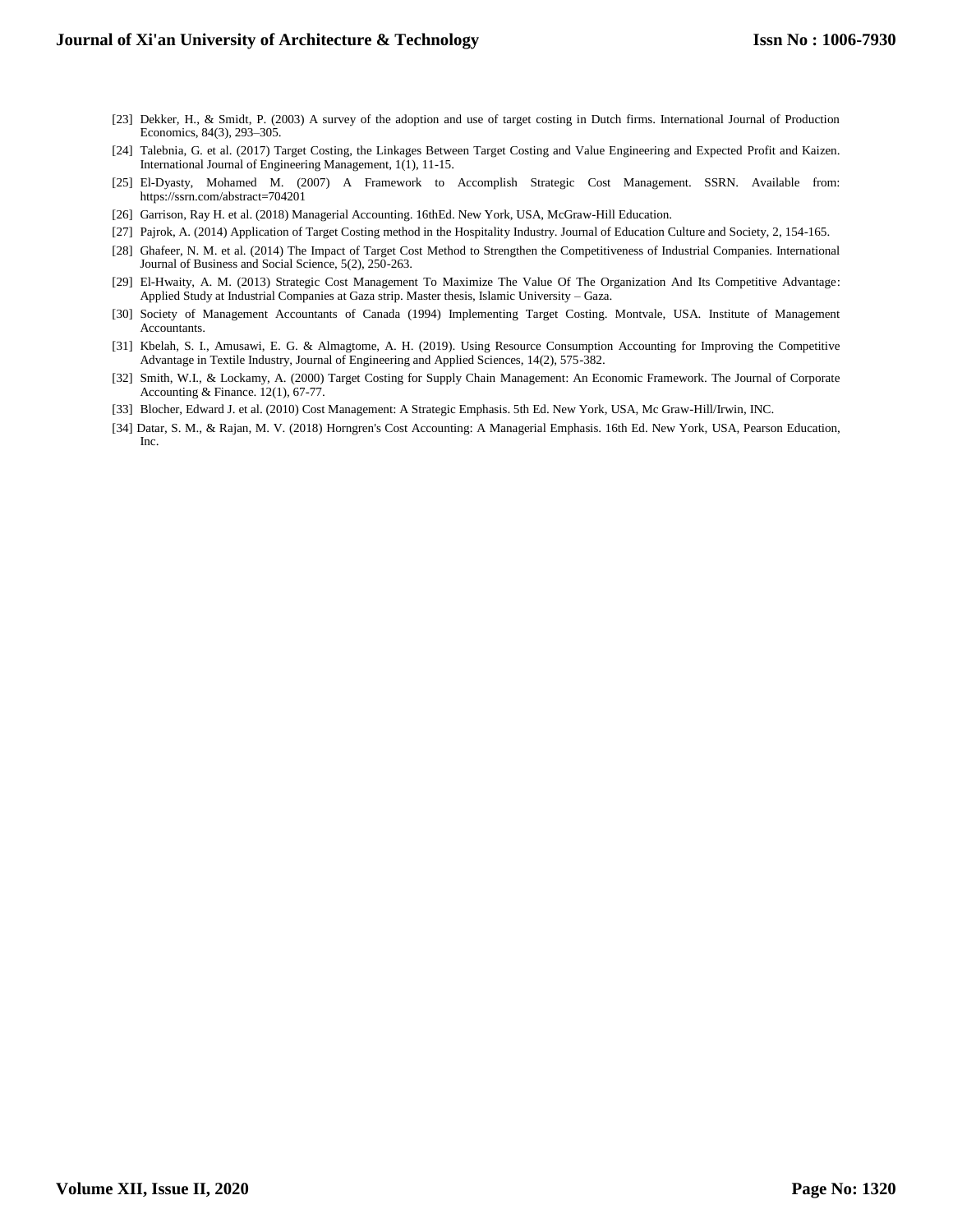[23] Dekker, H., & Smidt, P. (2003) A survey of the adoption and use of target costing in Dutch firms. International Journal of Production Economics, 84(3), 293–305.

[24] Talebnia, G. et al. (2017) Target Costing, the Linkages Between Target Costing and Value Engineering and Expected Profit and Kaizen. International Journal of Engineering Management, 1(1), 11-15.

[25] El-Dyasty, Mohamed M. (2007) A Framework to Accomplish Strategic Cost Management. SSRN. Available from: https://ssrn.com/abstract=704201

[26] Garrison, Ray H. et al. (2018) Managerial Accounting. 16thEd. New York, USA, McGraw-Hill Education.

[27] Pajrok, A. (2014) Application of Target Costing method in the Hospitality Industry. Journal of Education Culture and Society, 2, 154-165.

[28] Ghafeer, N. M. et al. (2014) The Impact of Target Cost Method to Strengthen the Competitiveness of Industrial Companies. International Journal of Business and Social Science, 5(2), 250-263.

[29] El-Hwaity, A. M. (2013) Strategic Cost Management To Maximize The Value Of The Organization And Its Competitive Advantage: Applied Study at Industrial Companies at Gaza strip. Master thesis, Islamic University – Gaza.

[30] Society of Management Accountants of Canada (1994) Implementing Target Costing. Montvale, USA. Institute of Management Accountants.

[31] Kbelah, S. I., Amusawi, E. G. & Almagtome, A. H. (2019). Using Resource Consumption Accounting for Improving the Competitive Advantage in Textile Industry, Journal of Engineering and Applied Sciences, 14(2), 575-382.

[32] Smith, W.I., & Lockamy, A. (2000) Target Costing for Supply Chain Management: An Economic Framework. The Journal of Corporate Accounting & Finance. 12(1), 67-77.

[33] Blocher, Edward J. et al. (2010) Cost Management: A Strategic Emphasis. 5th Ed. New York, USA, Mc Graw-Hill/Irwin, INC.

[34] Datar, S. M., & Rajan, M. V. (2018) Horngren's Cost Accounting: A Managerial Emphasis. 16th Ed. New York, USA, Pearson Education, Inc.